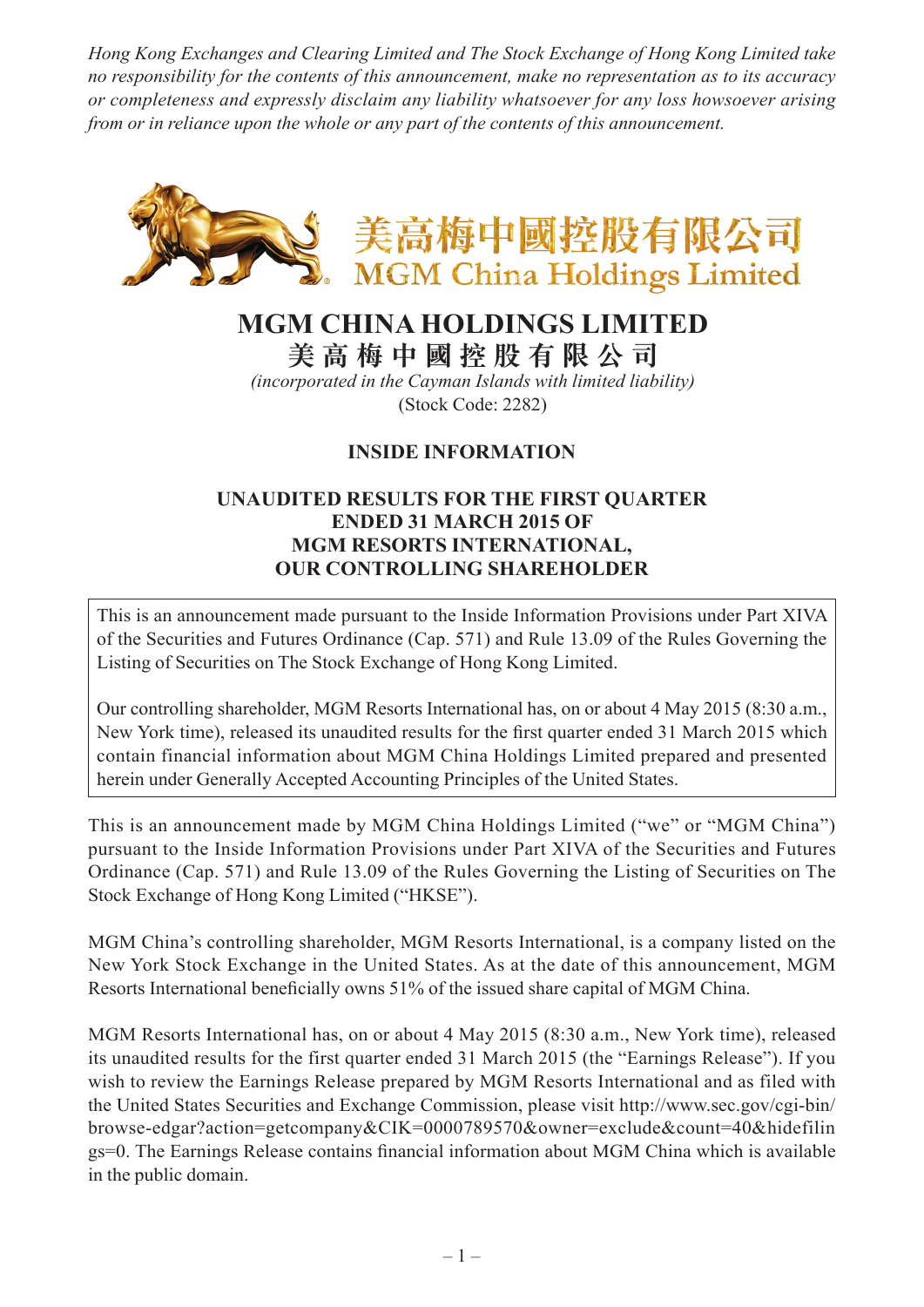*Hong Kong Exchanges and Clearing Limited and The Stock Exchange of Hong Kong Limited take no responsibility for the contents of this announcement, make no representation as to its accuracy or completeness and expressly disclaim any liability whatsoever for any loss howsoever arising from or in reliance upon the whole or any part of the contents of this announcement.*

美高梅中國控股有限公司
MGM China Holdings Limited

# MGM CHINA HOLDINGS LIMITED
# 美高梅中國控股有限公司

*(incorporated in the Cayman Islands with limited liability)*
(Stock Code: 2282)

## INSIDE INFORMATION

## UNAUDITED RESULTS FOR THE FIRST QUARTER ENDED 31 MARCH 2015 OF MGM RESORTS INTERNATIONAL, OUR CONTROLLING SHAREHOLDER

This is an announcement made pursuant to the Inside Information Provisions under Part XIVA of the Securities and Futures Ordinance (Cap. 571) and Rule 13.09 of the Rules Governing the Listing of Securities on The Stock Exchange of Hong Kong Limited.

Our controlling shareholder, MGM Resorts International has, on or about 4 May 2015 (8:30 a.m., New York time), released its unaudited results for the first quarter ended 31 March 2015 which contain financial information about MGM China Holdings Limited prepared and presented herein under Generally Accepted Accounting Principles of the United States.

This is an announcement made by MGM China Holdings Limited ("we" or "MGM China") pursuant to the Inside Information Provisions under Part XIVA of the Securities and Futures Ordinance (Cap. 571) and Rule 13.09 of the Rules Governing the Listing of Securities on The Stock Exchange of Hong Kong Limited ("HKSE").

MGM China's controlling shareholder, MGM Resorts International, is a company listed on the New York Stock Exchange in the United States. As at the date of this announcement, MGM Resorts International beneficially owns 51% of the issued share capital of MGM China.

MGM Resorts International has, on or about 4 May 2015 (8:30 a.m., New York time), released its unaudited results for the first quarter ended 31 March 2015 (the "Earnings Release"). If you wish to review the Earnings Release prepared by MGM Resorts International and as filed with the United States Securities and Exchange Commission, please visit http://www.sec.gov/cgi-bin/browse-edgar?action=getcompany&CIK=0000789570&owner=exclude&count=40&hidefilings=0. The Earnings Release contains financial information about MGM China which is available in the public domain.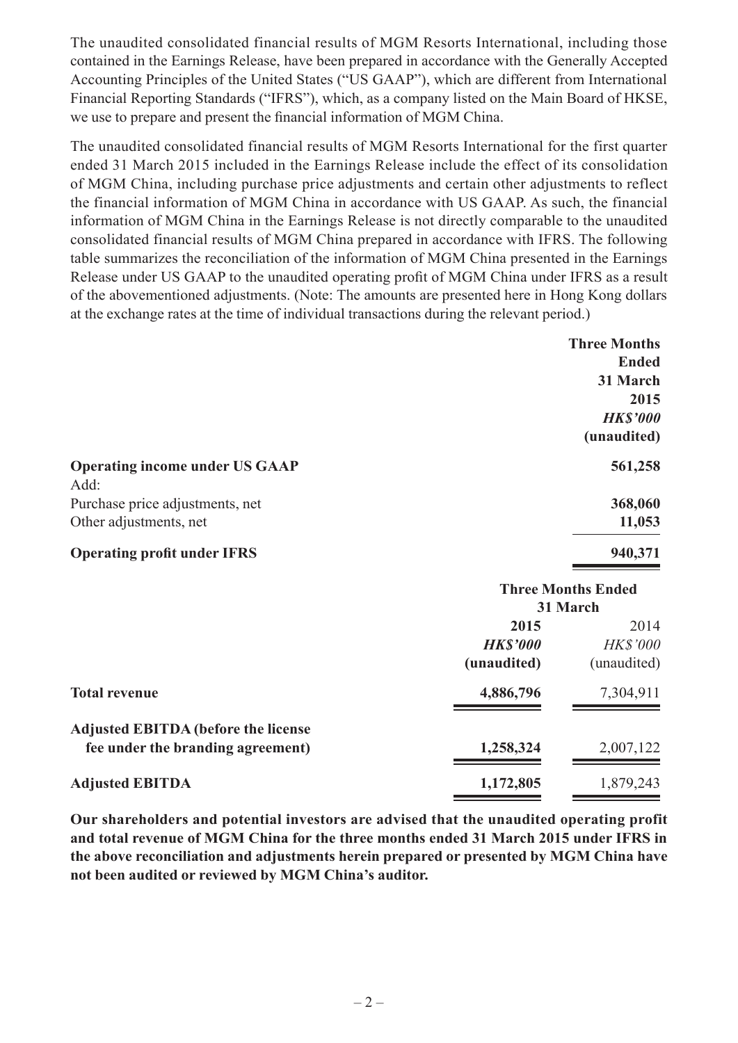The unaudited consolidated financial results of MGM Resorts International, including those contained in the Earnings Release, have been prepared in accordance with the Generally Accepted Accounting Principles of the United States ("US GAAP"), which are different from International Financial Reporting Standards ("IFRS"), which, as a company listed on the Main Board of HKSE, we use to prepare and present the financial information of MGM China.

The unaudited consolidated financial results of MGM Resorts International for the first quarter ended 31 March 2015 included in the Earnings Release include the effect of its consolidation of MGM China, including purchase price adjustments and certain other adjustments to reflect the financial information of MGM China in accordance with US GAAP. As such, the financial information of MGM China in the Earnings Release is not directly comparable to the unaudited consolidated financial results of MGM China prepared in accordance with IFRS. The following table summarizes the reconciliation of the information of MGM China presented in the Earnings Release under US GAAP to the unaudited operating profit of MGM China under IFRS as a result of the abovementioned adjustments. (Note: The amounts are presented here in Hong Kong dollars at the exchange rates at the time of individual transactions during the relevant period.)

| | **Three Months Ended 31 March 2015** |
|---|---|
| | ***HK$'000*** |
| | **(unaudited)** |
| **Operating income under US GAAP** | **561,258** |
| Add: | |
| Purchase price adjustments, net | **368,060** |
| Other adjustments, net | **11,053** |
| **Operating profit under IFRS** | **940,371** |

| | **Three Months Ended 31 March** | |
|---|---|---|
| | **2015** | 2014 |
| | ***HK$'000*** | *HK$'000* |
| | **(unaudited)** | (unaudited) |
| **Total revenue** | **4,886,796** | 7,304,911 |
| **Adjusted EBITDA (before the license fee under the branding agreement)** | **1,258,324** | 2,007,122 |
| **Adjusted EBITDA** | **1,172,805** | 1,879,243 |

**Our shareholders and potential investors are advised that the unaudited operating profit and total revenue of MGM China for the three months ended 31 March 2015 under IFRS in the above reconciliation and adjustments herein prepared or presented by MGM China have not been audited or reviewed by MGM China's auditor.**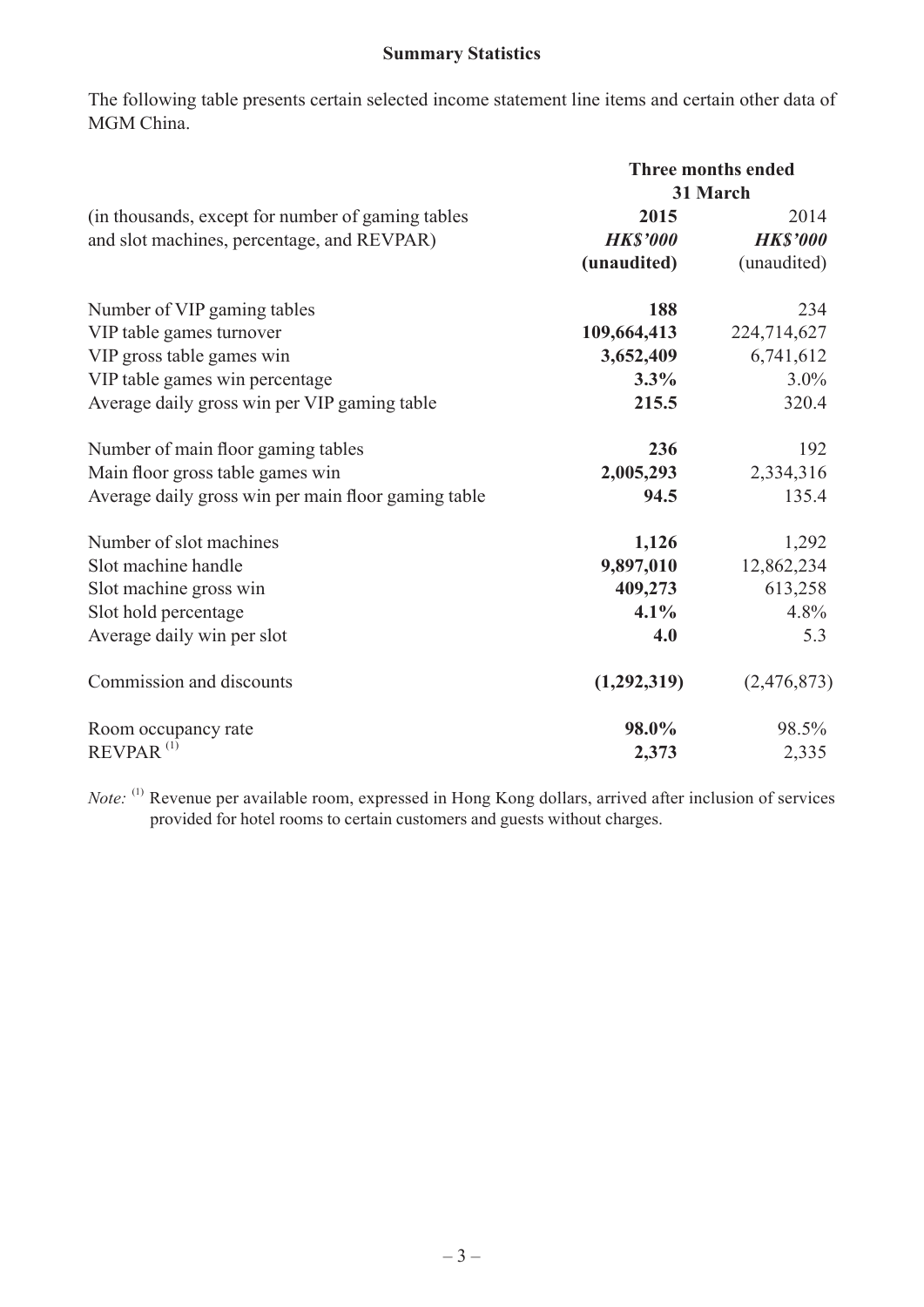**Summary Statistics**

The following table presents certain selected income statement line items and certain other data of MGM China.

| (in thousands, except for number of gaming tables and slot machines, percentage, and REVPAR) | Three months ended 31 March | |
|---|---|---|
| | **2015** | 2014 |
| | ***HK$'000*** | ***HK$'000*** |
| | **(unaudited)** | (unaudited) |
| Number of VIP gaming tables | **188** | 234 |
| VIP table games turnover | **109,664,413** | 224,714,627 |
| VIP gross table games win | **3,652,409** | 6,741,612 |
| VIP table games win percentage | **3.3%** | 3.0% |
| Average daily gross win per VIP gaming table | **215.5** | 320.4 |
| Number of main floor gaming tables | **236** | 192 |
| Main floor gross table games win | **2,005,293** | 2,334,316 |
| Average daily gross win per main floor gaming table | **94.5** | 135.4 |
| Number of slot machines | **1,126** | 1,292 |
| Slot machine handle | **9,897,010** | 12,862,234 |
| Slot machine gross win | **409,273** | 613,258 |
| Slot hold percentage | **4.1%** | 4.8% |
| Average daily win per slot | **4.0** | 5.3 |
| Commission and discounts | **(1,292,319)** | (2,476,873) |
| Room occupancy rate | **98.0%** | 98.5% |
| REVPAR [(1)] | **2,373** | 2,335 |

*Note:* [(1)] Revenue per available room, expressed in Hong Kong dollars, arrived after inclusion of services provided for hotel rooms to certain customers and guests without charges.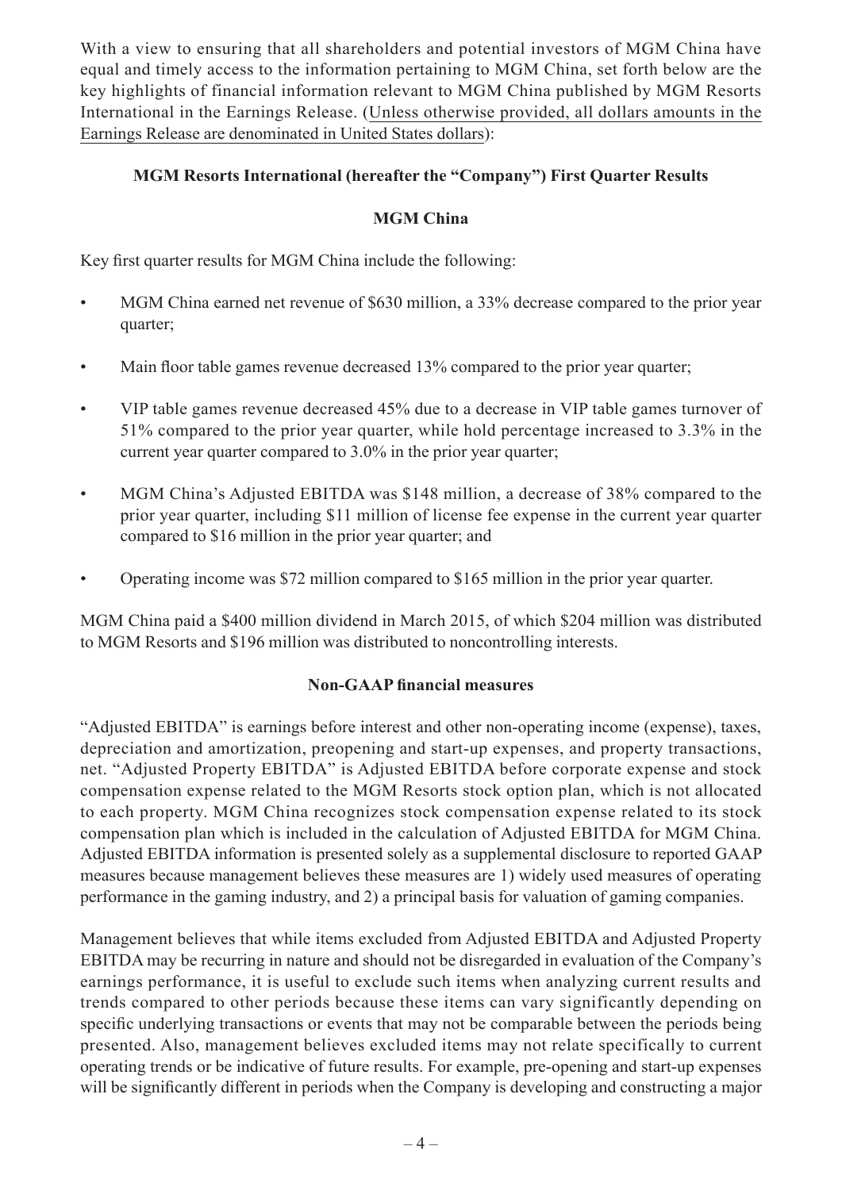With a view to ensuring that all shareholders and potential investors of MGM China have equal and timely access to the information pertaining to MGM China, set forth below are the key highlights of financial information relevant to MGM China published by MGM Resorts International in the Earnings Release. (Unless otherwise provided, all dollars amounts in the Earnings Release are denominated in United States dollars):

**MGM Resorts International (hereafter the "Company") First Quarter Results**

**MGM China**

Key first quarter results for MGM China include the following:

- MGM China earned net revenue of $630 million, a 33% decrease compared to the prior year quarter;
- Main floor table games revenue decreased 13% compared to the prior year quarter;
- VIP table games revenue decreased 45% due to a decrease in VIP table games turnover of 51% compared to the prior year quarter, while hold percentage increased to 3.3% in the current year quarter compared to 3.0% in the prior year quarter;
- MGM China's Adjusted EBITDA was $148 million, a decrease of 38% compared to the prior year quarter, including $11 million of license fee expense in the current year quarter compared to $16 million in the prior year quarter; and
- Operating income was $72 million compared to $165 million in the prior year quarter.

MGM China paid a $400 million dividend in March 2015, of which $204 million was distributed to MGM Resorts and $196 million was distributed to noncontrolling interests.

**Non-GAAP financial measures**

"Adjusted EBITDA" is earnings before interest and other non-operating income (expense), taxes, depreciation and amortization, preopening and start-up expenses, and property transactions, net. "Adjusted Property EBITDA" is Adjusted EBITDA before corporate expense and stock compensation expense related to the MGM Resorts stock option plan, which is not allocated to each property. MGM China recognizes stock compensation expense related to its stock compensation plan which is included in the calculation of Adjusted EBITDA for MGM China. Adjusted EBITDA information is presented solely as a supplemental disclosure to reported GAAP measures because management believes these measures are 1) widely used measures of operating performance in the gaming industry, and 2) a principal basis for valuation of gaming companies.

Management believes that while items excluded from Adjusted EBITDA and Adjusted Property EBITDA may be recurring in nature and should not be disregarded in evaluation of the Company's earnings performance, it is useful to exclude such items when analyzing current results and trends compared to other periods because these items can vary significantly depending on specific underlying transactions or events that may not be comparable between the periods being presented. Also, management believes excluded items may not relate specifically to current operating trends or be indicative of future results. For example, pre-opening and start-up expenses will be significantly different in periods when the Company is developing and constructing a major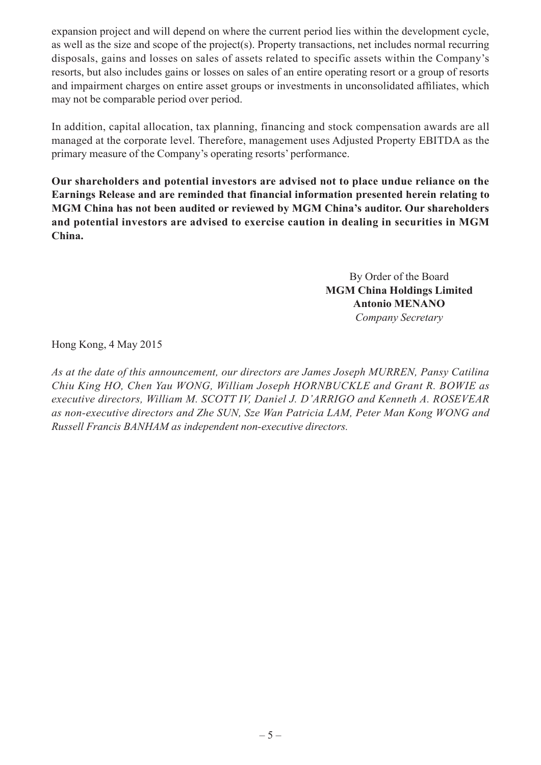expansion project and will depend on where the current period lies within the development cycle, as well as the size and scope of the project(s). Property transactions, net includes normal recurring disposals, gains and losses on sales of assets related to specific assets within the Company's resorts, but also includes gains or losses on sales of an entire operating resort or a group of resorts and impairment charges on entire asset groups or investments in unconsolidated affiliates, which may not be comparable period over period.

In addition, capital allocation, tax planning, financing and stock compensation awards are all managed at the corporate level. Therefore, management uses Adjusted Property EBITDA as the primary measure of the Company's operating resorts' performance.

**Our shareholders and potential investors are advised not to place undue reliance on the Earnings Release and are reminded that financial information presented herein relating to MGM China has not been audited or reviewed by MGM China's auditor. Our shareholders and potential investors are advised to exercise caution in dealing in securities in MGM China.**

By Order of the Board
**MGM China Holdings Limited**
**Antonio MENANO**
*Company Secretary*

Hong Kong, 4 May 2015

*As at the date of this announcement, our directors are James Joseph MURREN, Pansy Catilina Chiu King HO, Chen Yau WONG, William Joseph HORNBUCKLE and Grant R. BOWIE as executive directors, William M. SCOTT IV, Daniel J. D'ARRIGO and Kenneth A. ROSEVEAR as non-executive directors and Zhe SUN, Sze Wan Patricia LAM, Peter Man Kong WONG and Russell Francis BANHAM as independent non-executive directors.*